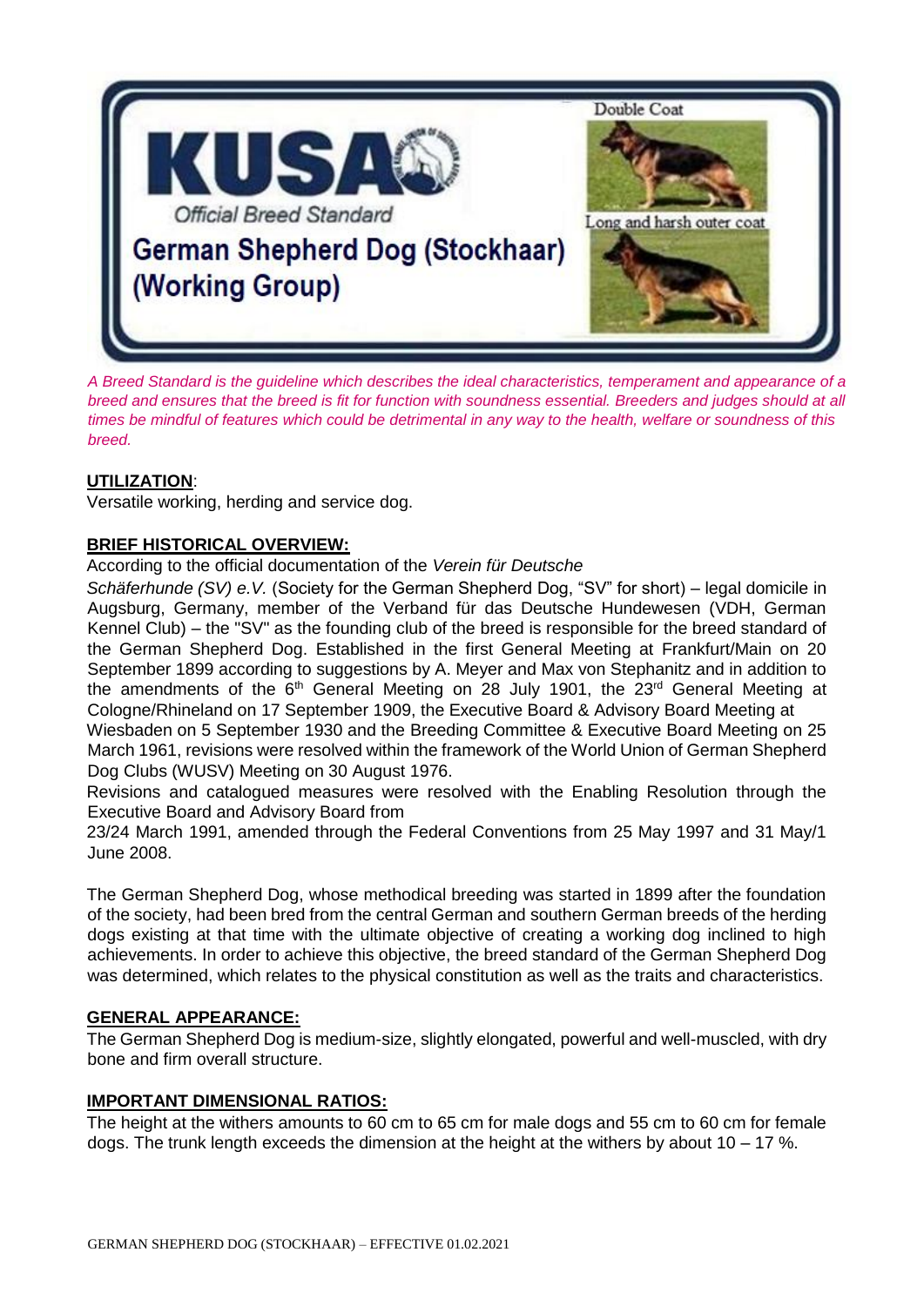# KUSA

Official Breed Standard

# German Shepherd Dog (Stockhaar) (Working Group)

Double Coat

Long and harsh outer coat

*A Breed Standard is the guideline which describes the ideal characteristics, temperament and appearance of a breed and ensures that the breed is fit for function with soundness essential. Breeders and judges should at all times be mindful of features which could be detrimental in any way to the health, welfare or soundness of this breed.*

## UTILIZATION:

Versatile working, herding and service dog.

## BRIEF HISTORICAL OVERVIEW:

According to the official documentation of the *Verein für Deutsche Schäferhunde (SV) e.V.* (Society for the German Shepherd Dog, "SV" for short) – legal domicile in Augsburg, Germany, member of the Verband für das Deutsche Hundewesen (VDH, German Kennel Club) – the "SV" as the founding club of the breed is responsible for the breed standard of the German Shepherd Dog. Established in the first General Meeting at Frankfurt/Main on 20 September 1899 according to suggestions by A. Meyer and Max von Stephanitz and in addition to the amendments of the 6th General Meeting on 28 July 1901, the 23rd General Meeting at Cologne/Rhineland on 17 September 1909, the Executive Board & Advisory Board Meeting at Wiesbaden on 5 September 1930 and the Breeding Committee & Executive Board Meeting on 25 March 1961, revisions were resolved within the framework of the World Union of German Shepherd Dog Clubs (WUSV) Meeting on 30 August 1976.

Revisions and catalogued measures were resolved with the Enabling Resolution through the Executive Board and Advisory Board from 23/24 March 1991, amended through the Federal Conventions from 25 May 1997 and 31 May/1 June 2008.

The German Shepherd Dog, whose methodical breeding was started in 1899 after the foundation of the society, had been bred from the central German and southern German breeds of the herding dogs existing at that time with the ultimate objective of creating a working dog inclined to high achievements. In order to achieve this objective, the breed standard of the German Shepherd Dog was determined, which relates to the physical constitution as well as the traits and characteristics.

## GENERAL APPEARANCE:

The German Shepherd Dog is medium-size, slightly elongated, powerful and well-muscled, with dry bone and firm overall structure.

## IMPORTANT DIMENSIONAL RATIOS:

The height at the withers amounts to 60 cm to 65 cm for male dogs and 55 cm to 60 cm for female dogs. The trunk length exceeds the dimension at the height at the withers by about 10 – 17 %.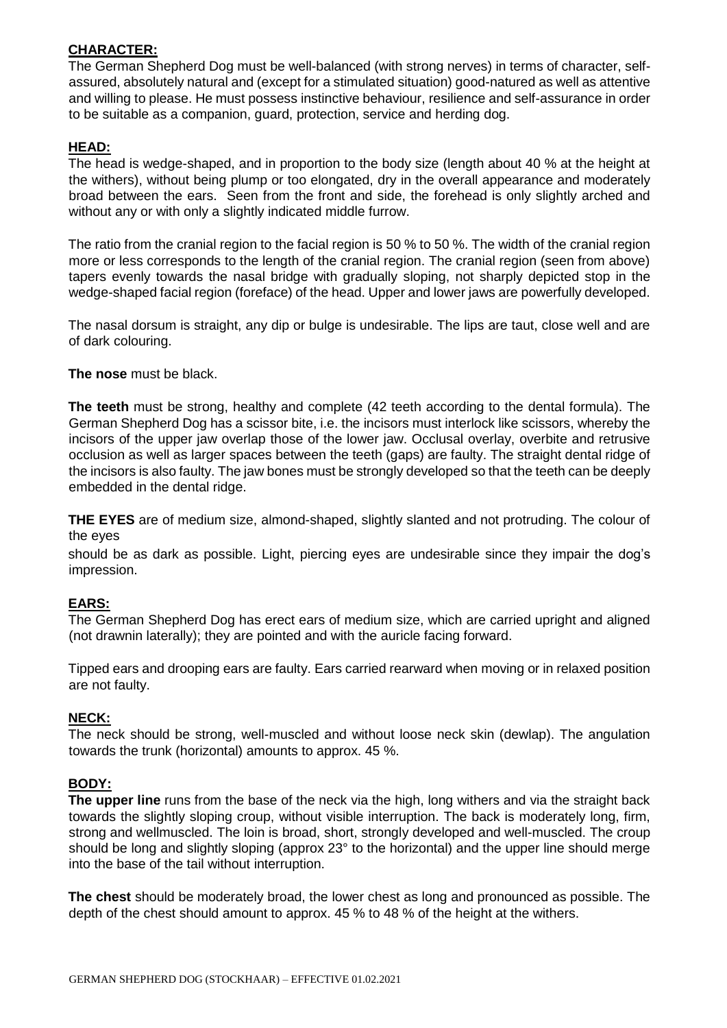## CHARACTER:

The German Shepherd Dog must be well-balanced (with strong nerves) in terms of character, self-assured, absolutely natural and (except for a stimulated situation) good-natured as well as attentive and willing to please. He must possess instinctive behaviour, resilience and self-assurance in order to be suitable as a companion, guard, protection, service and herding dog.

## HEAD:

The head is wedge-shaped, and in proportion to the body size (length about 40 % at the height at the withers), without being plump or too elongated, dry in the overall appearance and moderately broad between the ears. Seen from the front and side, the forehead is only slightly arched and without any or with only a slightly indicated middle furrow.

The ratio from the cranial region to the facial region is 50 % to 50 %. The width of the cranial region more or less corresponds to the length of the cranial region. The cranial region (seen from above) tapers evenly towards the nasal bridge with gradually sloping, not sharply depicted stop in the wedge-shaped facial region (foreface) of the head. Upper and lower jaws are powerfully developed.

The nasal dorsum is straight, any dip or bulge is undesirable. The lips are taut, close well and are of dark colouring.

**The nose** must be black.

**The teeth** must be strong, healthy and complete (42 teeth according to the dental formula). The German Shepherd Dog has a scissor bite, i.e. the incisors must interlock like scissors, whereby the incisors of the upper jaw overlap those of the lower jaw. Occlusal overlay, overbite and retrusive occlusion as well as larger spaces between the teeth (gaps) are faulty. The straight dental ridge of the incisors is also faulty. The jaw bones must be strongly developed so that the teeth can be deeply embedded in the dental ridge.

**THE EYES** are of medium size, almond-shaped, slightly slanted and not protruding. The colour of the eyes should be as dark as possible. Light, piercing eyes are undesirable since they impair the dog's impression.

## EARS:

The German Shepherd Dog has erect ears of medium size, which are carried upright and aligned (not drawnin laterally); they are pointed and with the auricle facing forward.

Tipped ears and drooping ears are faulty. Ears carried rearward when moving or in relaxed position are not faulty.

## NECK:

The neck should be strong, well-muscled and without loose neck skin (dewlap). The angulation towards the trunk (horizontal) amounts to approx. 45 %.

## BODY:

**The upper line** runs from the base of the neck via the high, long withers and via the straight back towards the slightly sloping croup, without visible interruption. The back is moderately long, firm, strong and wellmuscled. The loin is broad, short, strongly developed and well-muscled. The croup should be long and slightly sloping (approx 23° to the horizontal) and the upper line should merge into the base of the tail without interruption.

**The chest** should be moderately broad, the lower chest as long and pronounced as possible. The depth of the chest should amount to approx. 45 % to 48 % of the height at the withers.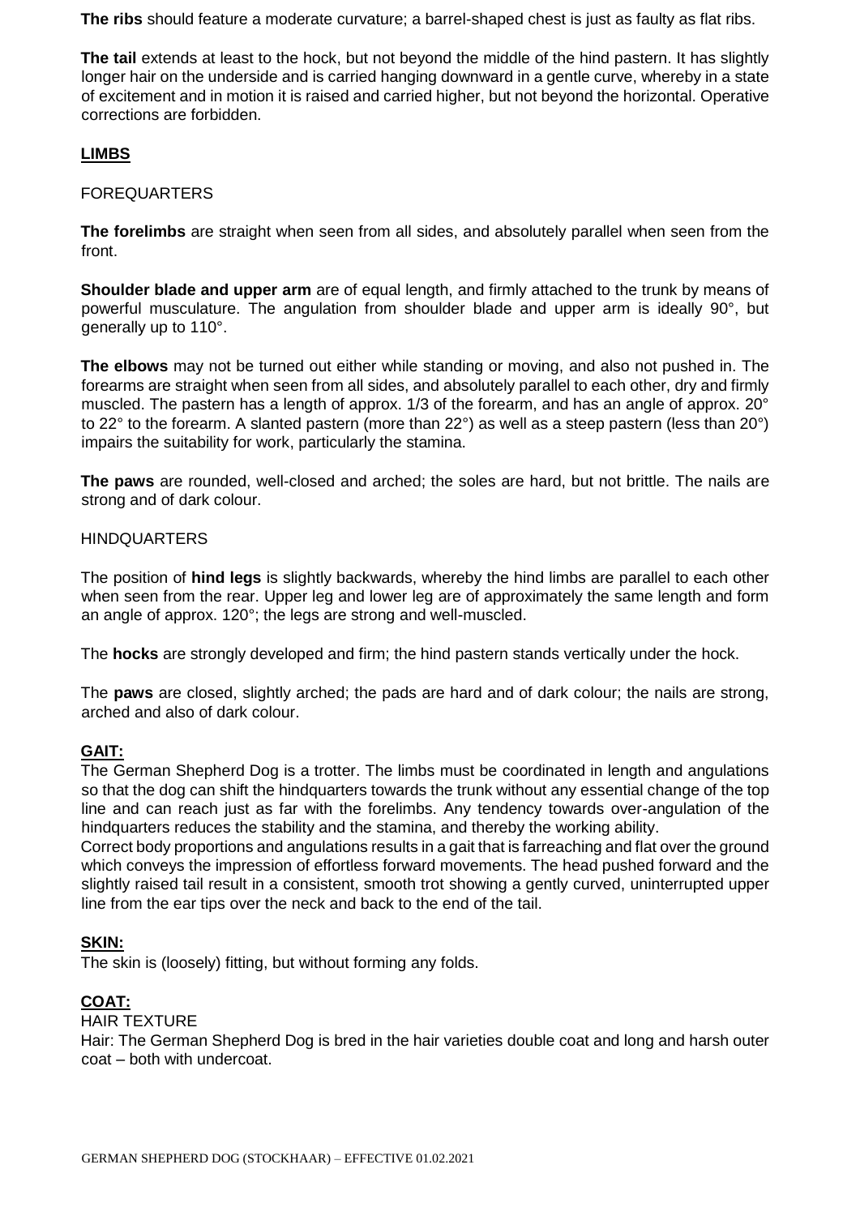**The ribs** should feature a moderate curvature; a barrel-shaped chest is just as faulty as flat ribs.

**The tail** extends at least to the hock, but not beyond the middle of the hind pastern. It has slightly longer hair on the underside and is carried hanging downward in a gentle curve, whereby in a state of excitement and in motion it is raised and carried higher, but not beyond the horizontal. Operative corrections are forbidden.

## LIMBS

### FOREQUARTERS

**The forelimbs** are straight when seen from all sides, and absolutely parallel when seen from the front.

**Shoulder blade and upper arm** are of equal length, and firmly attached to the trunk by means of powerful musculature. The angulation from shoulder blade and upper arm is ideally 90°, but generally up to 110°.

**The elbows** may not be turned out either while standing or moving, and also not pushed in. The forearms are straight when seen from all sides, and absolutely parallel to each other, dry and firmly muscled. The pastern has a length of approx. 1/3 of the forearm, and has an angle of approx. 20° to 22° to the forearm. A slanted pastern (more than 22°) as well as a steep pastern (less than 20°) impairs the suitability for work, particularly the stamina.

**The paws** are rounded, well-closed and arched; the soles are hard, but not brittle. The nails are strong and of dark colour.

### HINDQUARTERS

The position of **hind legs** is slightly backwards, whereby the hind limbs are parallel to each other when seen from the rear. Upper leg and lower leg are of approximately the same length and form an angle of approx. 120°; the legs are strong and well-muscled.

The **hocks** are strongly developed and firm; the hind pastern stands vertically under the hock.

The **paws** are closed, slightly arched; the pads are hard and of dark colour; the nails are strong, arched and also of dark colour.

## GAIT:

The German Shepherd Dog is a trotter. The limbs must be coordinated in length and angulations so that the dog can shift the hindquarters towards the trunk without any essential change of the top line and can reach just as far with the forelimbs. Any tendency towards over-angulation of the hindquarters reduces the stability and the stamina, and thereby the working ability.

Correct body proportions and angulations results in a gait that is farreaching and flat over the ground which conveys the impression of effortless forward movements. The head pushed forward and the slightly raised tail result in a consistent, smooth trot showing a gently curved, uninterrupted upper line from the ear tips over the neck and back to the end of the tail.

## SKIN:

The skin is (loosely) fitting, but without forming any folds.

## COAT:

### HAIR TEXTURE

Hair: The German Shepherd Dog is bred in the hair varieties double coat and long and harsh outer coat – both with undercoat.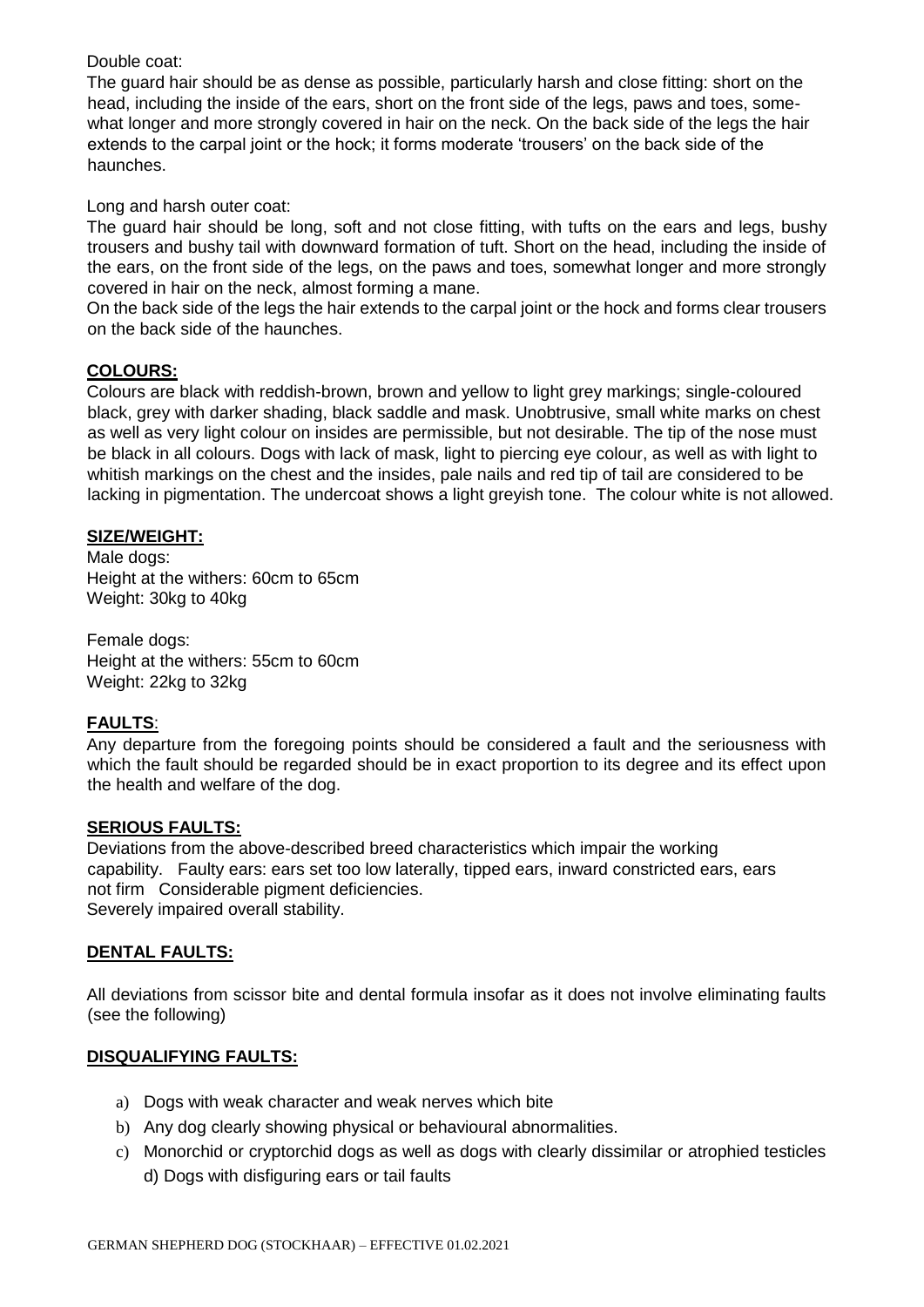Double coat:

The guard hair should be as dense as possible, particularly harsh and close fitting: short on the head, including the inside of the ears, short on the front side of the legs, paws and toes, somewhat longer and more strongly covered in hair on the neck. On the back side of the legs the hair extends to the carpal joint or the hock; it forms moderate 'trousers' on the back side of the haunches.

Long and harsh outer coat:

The guard hair should be long, soft and not close fitting, with tufts on the ears and legs, bushy trousers and bushy tail with downward formation of tuft. Short on the head, including the inside of the ears, on the front side of the legs, on the paws and toes, somewhat longer and more strongly covered in hair on the neck, almost forming a mane.

On the back side of the legs the hair extends to the carpal joint or the hock and forms clear trousers on the back side of the haunches.

**COLOURS:**

Colours are black with reddish-brown, brown and yellow to light grey markings; single-coloured black, grey with darker shading, black saddle and mask. Unobtrusive, small white marks on chest as well as very light colour on insides are permissible, but not desirable. The tip of the nose must be black in all colours. Dogs with lack of mask, light to piercing eye colour, as well as with light to whitish markings on the chest and the insides, pale nails and red tip of tail are considered to be lacking in pigmentation. The undercoat shows a light greyish tone. The colour white is not allowed.

**SIZE/WEIGHT:**

Male dogs:
Height at the withers: 60cm to 65cm
Weight: 30kg to 40kg

Female dogs:
Height at the withers: 55cm to 60cm
Weight: 22kg to 32kg

**FAULTS**:

Any departure from the foregoing points should be considered a fault and the seriousness with which the fault should be regarded should be in exact proportion to its degree and its effect upon the health and welfare of the dog.

**SERIOUS FAULTS:**

Deviations from the above-described breed characteristics which impair the working capability. Faulty ears: ears set too low laterally, tipped ears, inward constricted ears, ears not firm Considerable pigment deficiencies.
Severely impaired overall stability.

**DENTAL FAULTS:**

All deviations from scissor bite and dental formula insofar as it does not involve eliminating faults (see the following)

**DISQUALIFYING FAULTS:**

a) Dogs with weak character and weak nerves which bite
b) Any dog clearly showing physical or behavioural abnormalities.
c) Monorchid or cryptorchid dogs as well as dogs with clearly dissimilar or atrophied testicles
d) Dogs with disfiguring ears or tail faults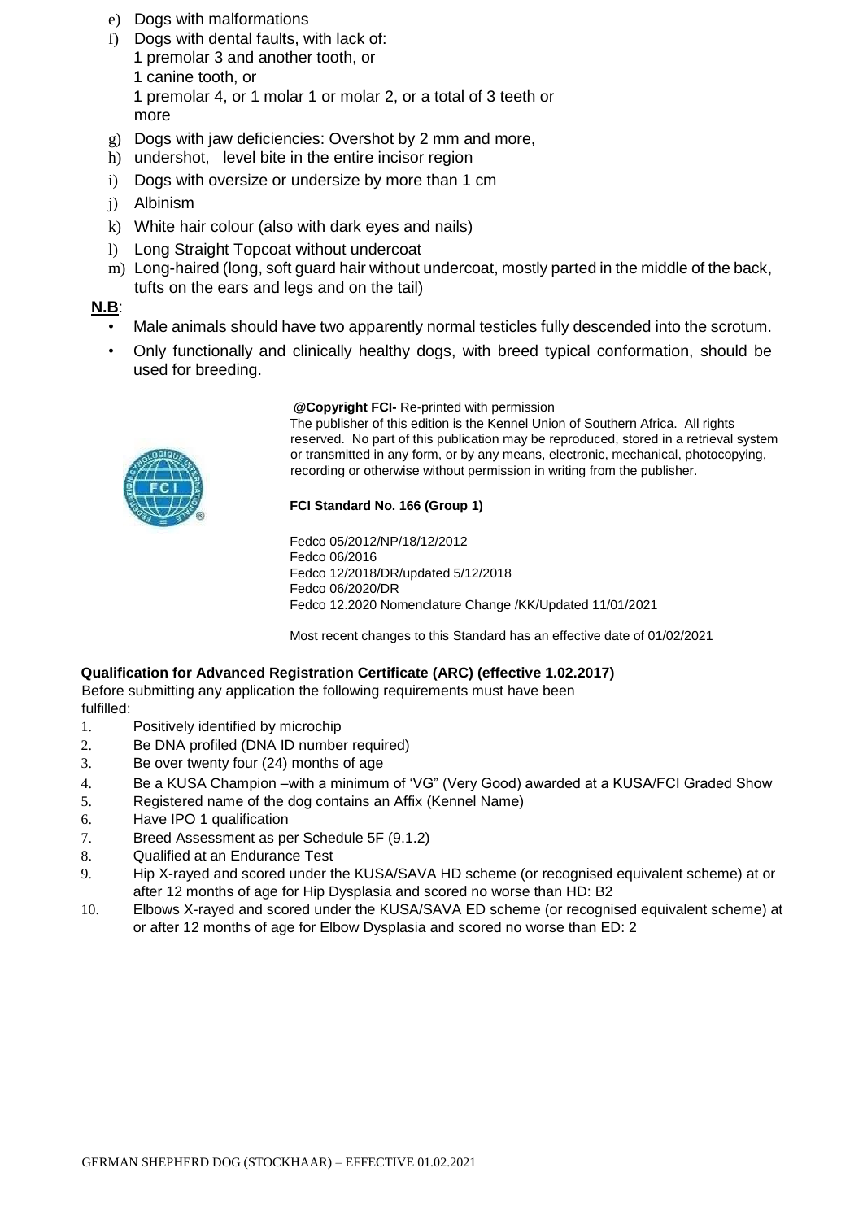e) Dogs with malformations
f) Dogs with dental faults, with lack of:
   1 premolar 3 and another tooth, or
   1 canine tooth, or
   1 premolar 4, or 1 molar 1 or molar 2, or a total of 3 teeth or more
g) Dogs with jaw deficiencies: Overshot by 2 mm and more,
h) undershot, level bite in the entire incisor region
i) Dogs with oversize or undersize by more than 1 cm
j) Albinism
k) White hair colour (also with dark eyes and nails)
l) Long Straight Topcoat without undercoat
m) Long-haired (long, soft guard hair without undercoat, mostly parted in the middle of the back, tufts on the ears and legs and on the tail)

**N.B**:

- Male animals should have two apparently normal testicles fully descended into the scrotum.
- Only functionally and clinically healthy dogs, with breed typical conformation, should be used for breeding.

**@Copyright FCI-** Re-printed with permission
The publisher of this edition is the Kennel Union of Southern Africa. All rights reserved. No part of this publication may be reproduced, stored in a retrieval system or transmitted in any form, or by any means, electronic, mechanical, photocopying, recording or otherwise without permission in writing from the publisher.

**FCI Standard No. 166 (Group 1)**

Fedco 05/2012/NP/18/12/2012
Fedco 06/2016
Fedco 12/2018/DR/updated 5/12/2018
Fedco 06/2020/DR
Fedco 12.2020 Nomenclature Change /KK/Updated 11/01/2021

Most recent changes to this Standard has an effective date of 01/02/2021

**Qualification for Advanced Registration Certificate (ARC) (effective 1.02.2017)**

Before submitting any application the following requirements must have been fulfilled:

1. Positively identified by microchip
2. Be DNA profiled (DNA ID number required)
3. Be over twenty four (24) months of age
4. Be a KUSA Champion –with a minimum of 'VG" (Very Good) awarded at a KUSA/FCI Graded Show
5. Registered name of the dog contains an Affix (Kennel Name)
6. Have IPO 1 qualification
7. Breed Assessment as per Schedule 5F (9.1.2)
8. Qualified at an Endurance Test
9. Hip X-rayed and scored under the KUSA/SAVA HD scheme (or recognised equivalent scheme) at or after 12 months of age for Hip Dysplasia and scored no worse than HD: B2
10. Elbows X-rayed and scored under the KUSA/SAVA ED scheme (or recognised equivalent scheme) at or after 12 months of age for Elbow Dysplasia and scored no worse than ED: 2